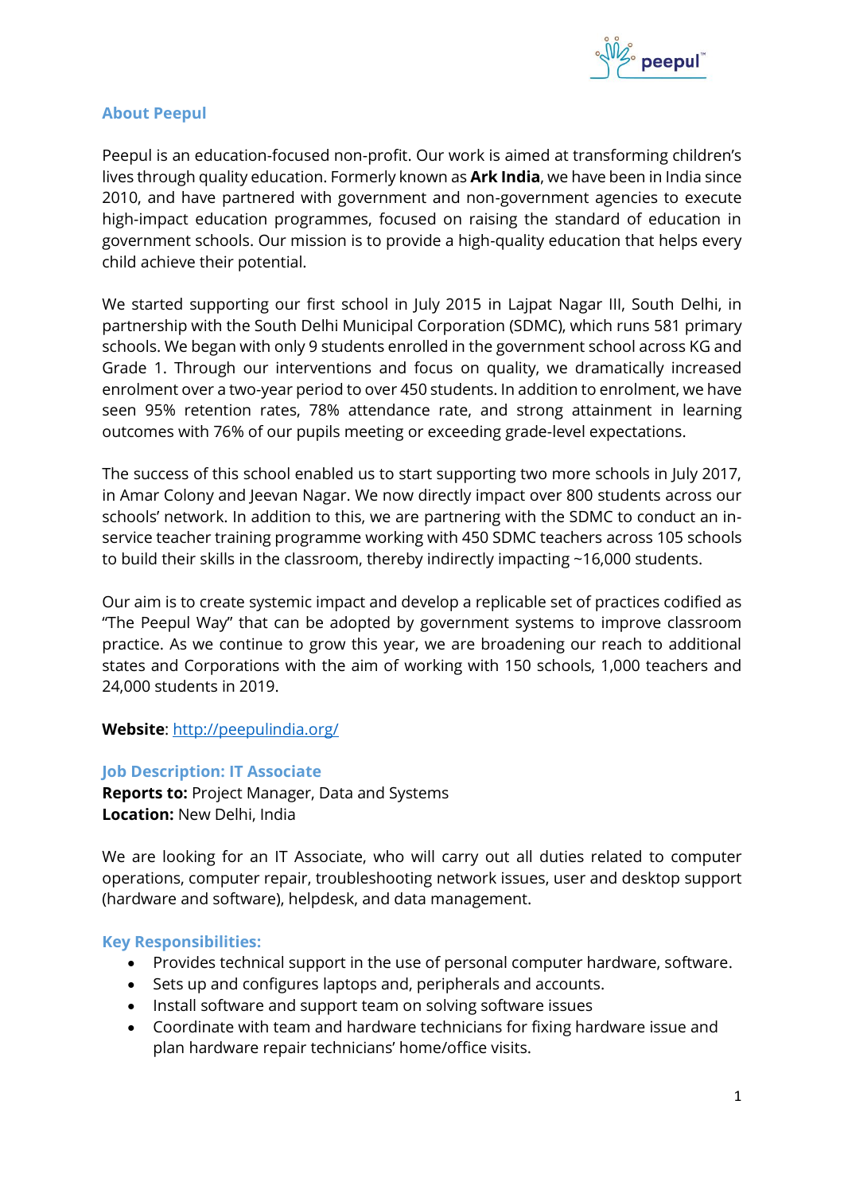## About Peepul

Peepul is an education-focused non-profit. Our work is aimed at transforming children's lives through quality education. Formerly known as **Ark India**, we have been in India since 2010, and have partnered with government and non-government agencies to execute high-impact education programmes, focused on raising the standard of education in government schools. Our mission is to provide a high-quality education that helps every child achieve their potential.

We started supporting our first school in July 2015 in Lajpat Nagar III, South Delhi, in partnership with the South Delhi Municipal Corporation (SDMC), which runs 581 primary schools. We began with only 9 students enrolled in the government school across KG and Grade 1. Through our interventions and focus on quality, we dramatically increased enrolment over a two-year period to over 450 students. In addition to enrolment, we have seen 95% retention rates, 78% attendance rate, and strong attainment in learning outcomes with 76% of our pupils meeting or exceeding grade-level expectations.

The success of this school enabled us to start supporting two more schools in July 2017, in Amar Colony and Jeevan Nagar. We now directly impact over 800 students across our schools' network. In addition to this, we are partnering with the SDMC to conduct an in-service teacher training programme working with 450 SDMC teachers across 105 schools to build their skills in the classroom, thereby indirectly impacting ~16,000 students.

Our aim is to create systemic impact and develop a replicable set of practices codified as "The Peepul Way" that can be adopted by government systems to improve classroom practice. As we continue to grow this year, we are broadening our reach to additional states and Corporations with the aim of working with 150 schools, 1,000 teachers and 24,000 students in 2019.

**Website**: [http://peepulindia.org/](http://peepulindia.org/)

## Job Description: IT Associate

**Reports to:** Project Manager, Data and Systems
**Location:** New Delhi, India

We are looking for an IT Associate, who will carry out all duties related to computer operations, computer repair, troubleshooting network issues, user and desktop support (hardware and software), helpdesk, and data management.

## Key Responsibilities:

- Provides technical support in the use of personal computer hardware, software.
- Sets up and configures laptops and, peripherals and accounts.
- Install software and support team on solving software issues
- Coordinate with team and hardware technicians for fixing hardware issue and plan hardware repair technicians' home/office visits.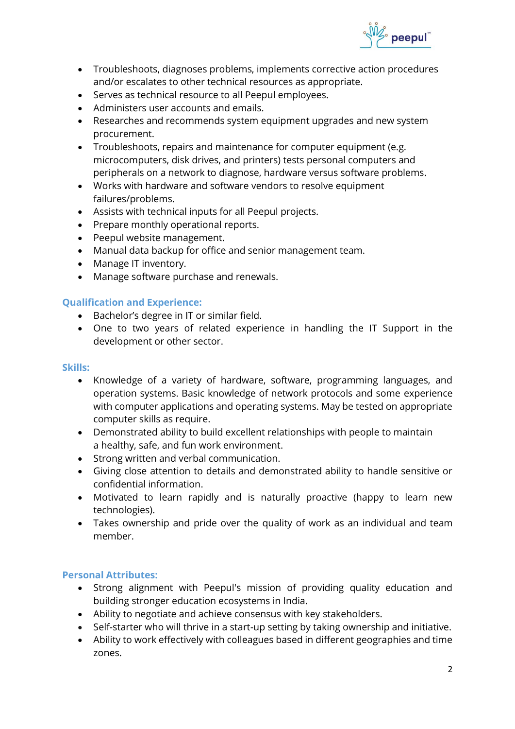- Troubleshoots, diagnoses problems, implements corrective action procedures and/or escalates to other technical resources as appropriate.
- Serves as technical resource to all Peepul employees.
- Administers user accounts and emails.
- Researches and recommends system equipment upgrades and new system procurement.
- Troubleshoots, repairs and maintenance for computer equipment (e.g. microcomputers, disk drives, and printers) tests personal computers and peripherals on a network to diagnose, hardware versus software problems.
- Works with hardware and software vendors to resolve equipment failures/problems.
- Assists with technical inputs for all Peepul projects.
- Prepare monthly operational reports.
- Peepul website management.
- Manual data backup for office and senior management team.
- Manage IT inventory.
- Manage software purchase and renewals.

### Qualification and Experience:

- Bachelor's degree in IT or similar field.
- One to two years of related experience in handling the IT Support in the development or other sector.

### Skills:

- Knowledge of a variety of hardware, software, programming languages, and operation systems. Basic knowledge of network protocols and some experience with computer applications and operating systems. May be tested on appropriate computer skills as require.
- Demonstrated ability to build excellent relationships with people to maintain a healthy, safe, and fun work environment.
- Strong written and verbal communication.
- Giving close attention to details and demonstrated ability to handle sensitive or confidential information.
- Motivated to learn rapidly and is naturally proactive (happy to learn new technologies).
- Takes ownership and pride over the quality of work as an individual and team member.

### Personal Attributes:

- Strong alignment with Peepul's mission of providing quality education and building stronger education ecosystems in India.
- Ability to negotiate and achieve consensus with key stakeholders.
- Self-starter who will thrive in a start-up setting by taking ownership and initiative.
- Ability to work effectively with colleagues based in different geographies and time zones.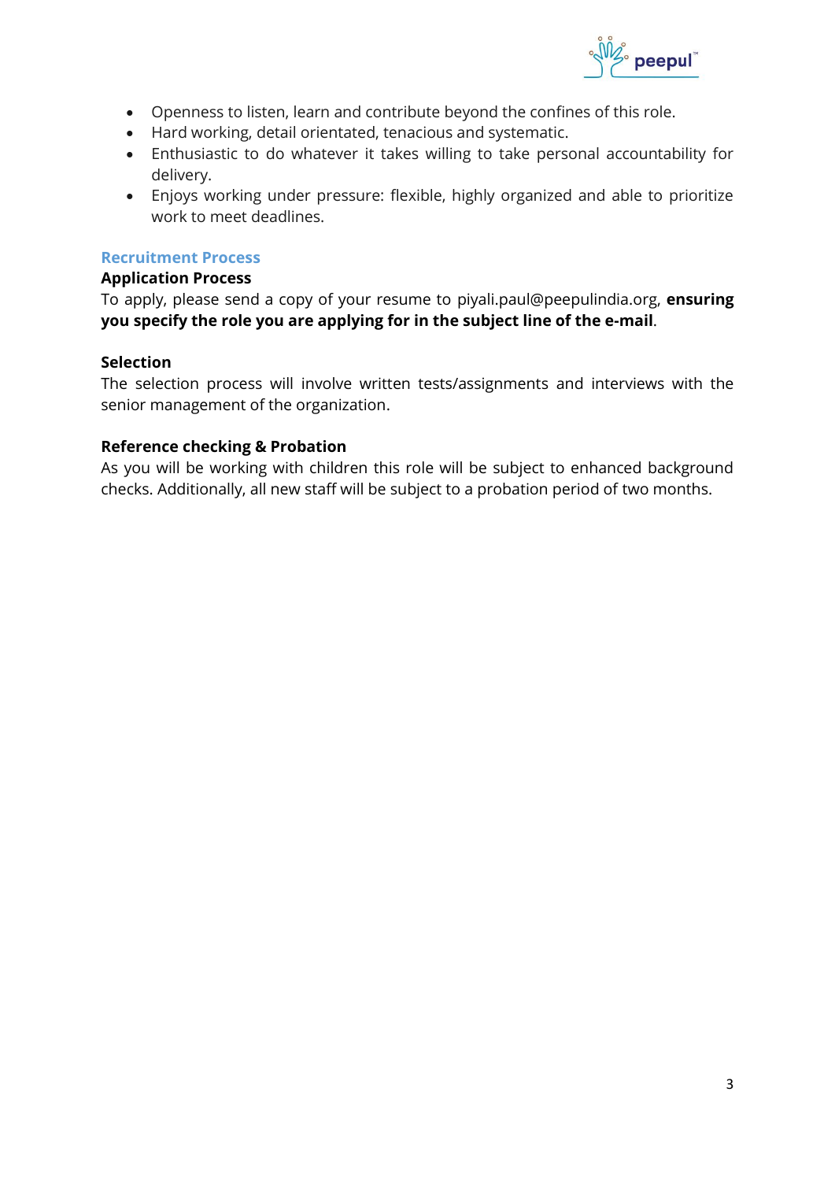- Openness to listen, learn and contribute beyond the confines of this role.
- Hard working, detail orientated, tenacious and systematic.
- Enthusiastic to do whatever it takes willing to take personal accountability for delivery.
- Enjoys working under pressure: flexible, highly organized and able to prioritize work to meet deadlines.

## Recruitment Process

### Application Process

To apply, please send a copy of your resume to piyali.paul@peepulindia.org, **ensuring you specify the role you are applying for in the subject line of the e-mail**.

### Selection

The selection process will involve written tests/assignments and interviews with the senior management of the organization.

### Reference checking & Probation

As you will be working with children this role will be subject to enhanced background checks. Additionally, all new staff will be subject to a probation period of two months.